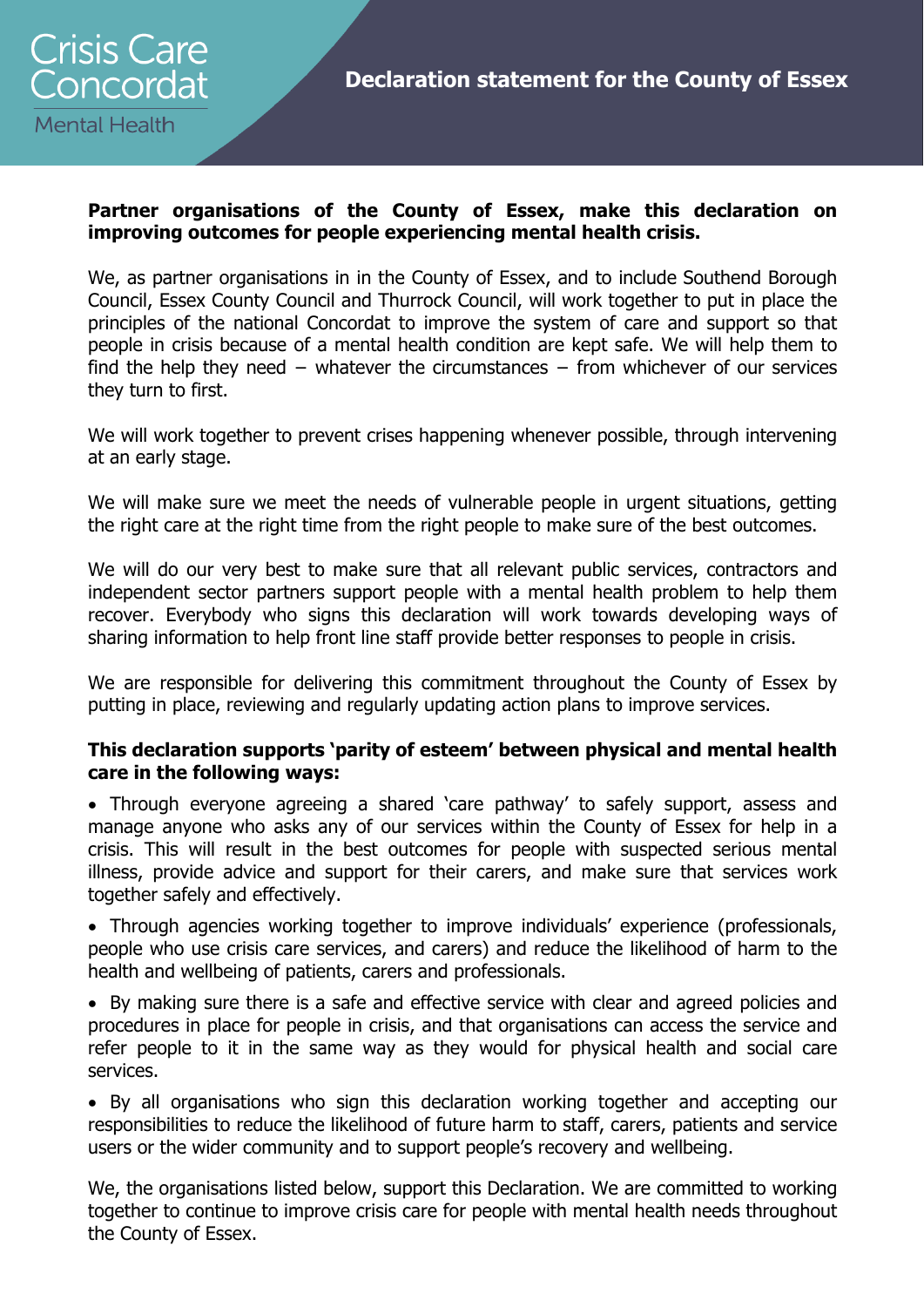Crisis Care Concordat

Mental Health

# Declaration statement for the County of Essex

**Partner organisations of the County of Essex, make this declaration on improving outcomes for people experiencing mental health crisis.**

We, as partner organisations in in the County of Essex, and to include Southend Borough Council, Essex County Council and Thurrock Council, will work together to put in place the principles of the national Concordat to improve the system of care and support so that people in crisis because of a mental health condition are kept safe. We will help them to find the help they need – whatever the circumstances – from whichever of our services they turn to first.

We will work together to prevent crises happening whenever possible, through intervening at an early stage.

We will make sure we meet the needs of vulnerable people in urgent situations, getting the right care at the right time from the right people to make sure of the best outcomes.

We will do our very best to make sure that all relevant public services, contractors and independent sector partners support people with a mental health problem to help them recover. Everybody who signs this declaration will work towards developing ways of sharing information to help front line staff provide better responses to people in crisis.

We are responsible for delivering this commitment throughout the County of Essex by putting in place, reviewing and regularly updating action plans to improve services.

**This declaration supports 'parity of esteem' between physical and mental health care in the following ways:**

- Through everyone agreeing a shared 'care pathway' to safely support, assess and manage anyone who asks any of our services within the County of Essex for help in a crisis. This will result in the best outcomes for people with suspected serious mental illness, provide advice and support for their carers, and make sure that services work together safely and effectively.
- Through agencies working together to improve individuals' experience (professionals, people who use crisis care services, and carers) and reduce the likelihood of harm to the health and wellbeing of patients, carers and professionals.
- By making sure there is a safe and effective service with clear and agreed policies and procedures in place for people in crisis, and that organisations can access the service and refer people to it in the same way as they would for physical health and social care services.
- By all organisations who sign this declaration working together and accepting our responsibilities to reduce the likelihood of future harm to staff, carers, patients and service users or the wider community and to support people's recovery and wellbeing.

We, the organisations listed below, support this Declaration. We are committed to working together to continue to improve crisis care for people with mental health needs throughout the County of Essex.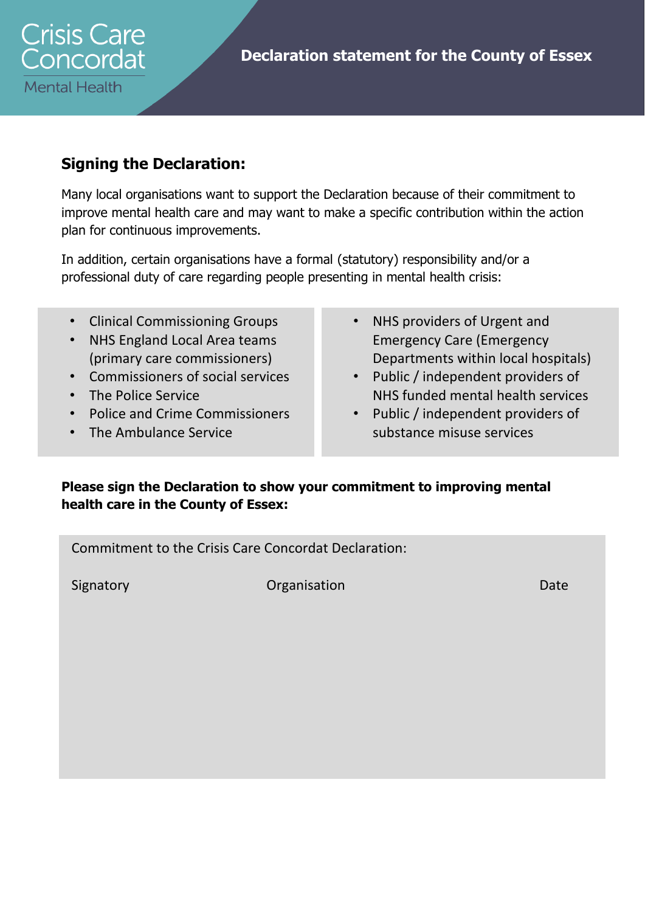Declaration statement for the County of Essex

## Signing the Declaration:

Many local organisations want to support the Declaration because of their commitment to improve mental health care and may want to make a specific contribution within the action plan for continuous improvements.

In addition, certain organisations have a formal (statutory) responsibility and/or a professional duty of care regarding people presenting in mental health crisis:

- Clinical Commissioning Groups
- NHS England Local Area teams (primary care commissioners)
- Commissioners of social services
- The Police Service
- Police and Crime Commissioners
- The Ambulance Service
- NHS providers of Urgent and Emergency Care (Emergency Departments within local hospitals)
- Public / independent providers of NHS funded mental health services
- Public / independent providers of substance misuse services

**Please sign the Declaration to show your commitment to improving mental health care in the County of Essex:**

Commitment to the Crisis Care Concordat Declaration:

| Signatory | Organisation | Date |
| --- | --- | --- |
| | | |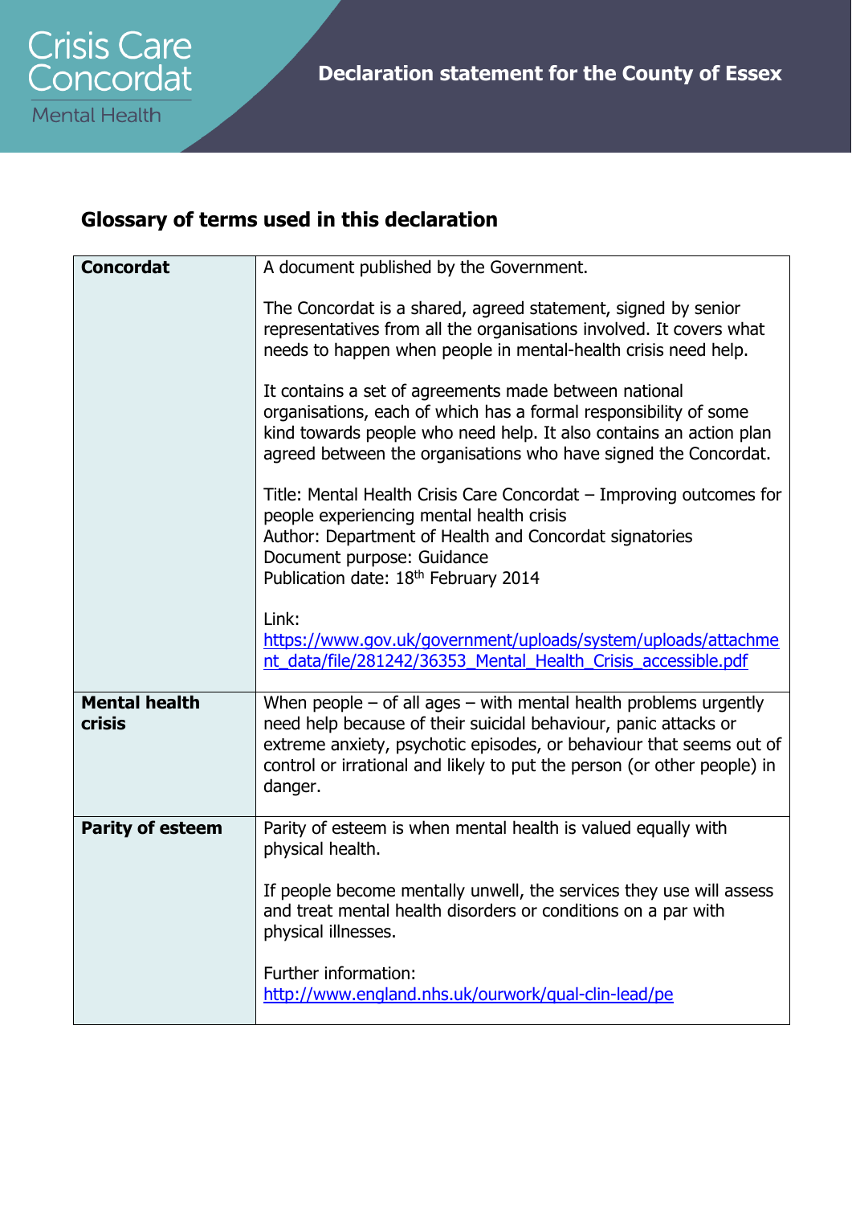## Glossary of terms used in this declaration

| | |
|---|---|
| **Concordat** | A document published by the Government.<br><br>The Concordat is a shared, agreed statement, signed by senior representatives from all the organisations involved. It covers what needs to happen when people in mental-health crisis need help.<br><br>It contains a set of agreements made between national organisations, each of which has a formal responsibility of some kind towards people who need help. It also contains an action plan agreed between the organisations who have signed the Concordat.<br><br>Title: Mental Health Crisis Care Concordat – Improving outcomes for people experiencing mental health crisis<br>Author: Department of Health and Concordat signatories<br>Document purpose: Guidance<br>Publication date: 18th February 2014<br><br>Link:<br>https://www.gov.uk/government/uploads/system/uploads/attachment_data/file/281242/36353_Mental_Health_Crisis_accessible.pdf |
| **Mental health crisis** | When people – of all ages – with mental health problems urgently need help because of their suicidal behaviour, panic attacks or extreme anxiety, psychotic episodes, or behaviour that seems out of control or irrational and likely to put the person (or other people) in danger. |
| **Parity of esteem** | Parity of esteem is when mental health is valued equally with physical health.<br><br>If people become mentally unwell, the services they use will assess and treat mental health disorders or conditions on a par with physical illnesses.<br><br>Further information:<br>http://www.england.nhs.uk/ourwork/qual-clin-lead/pe |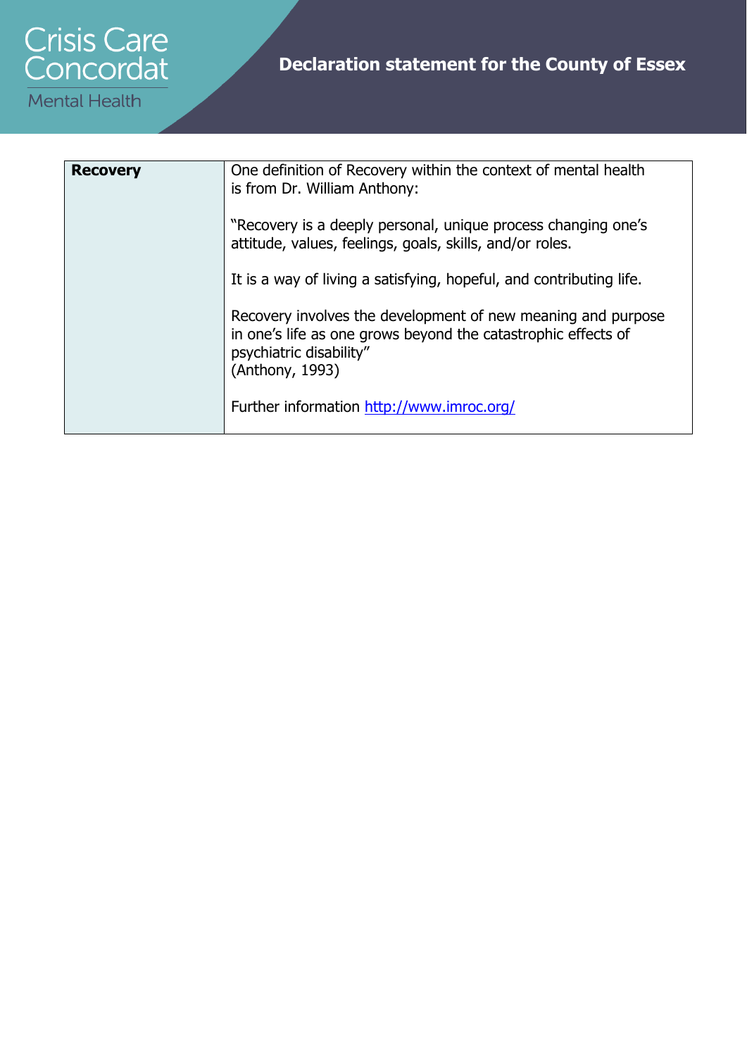| | |
|---|---|
| **Recovery** | One definition of Recovery within the context of mental health is from Dr. William Anthony:<br><br>"Recovery is a deeply personal, unique process changing one's attitude, values, feelings, goals, skills, and/or roles.<br><br>It is a way of living a satisfying, hopeful, and contributing life.<br><br>Recovery involves the development of new meaning and purpose in one's life as one grows beyond the catastrophic effects of psychiatric disability"<br>(Anthony, 1993)<br><br>Further information http://www.imroc.org/ |